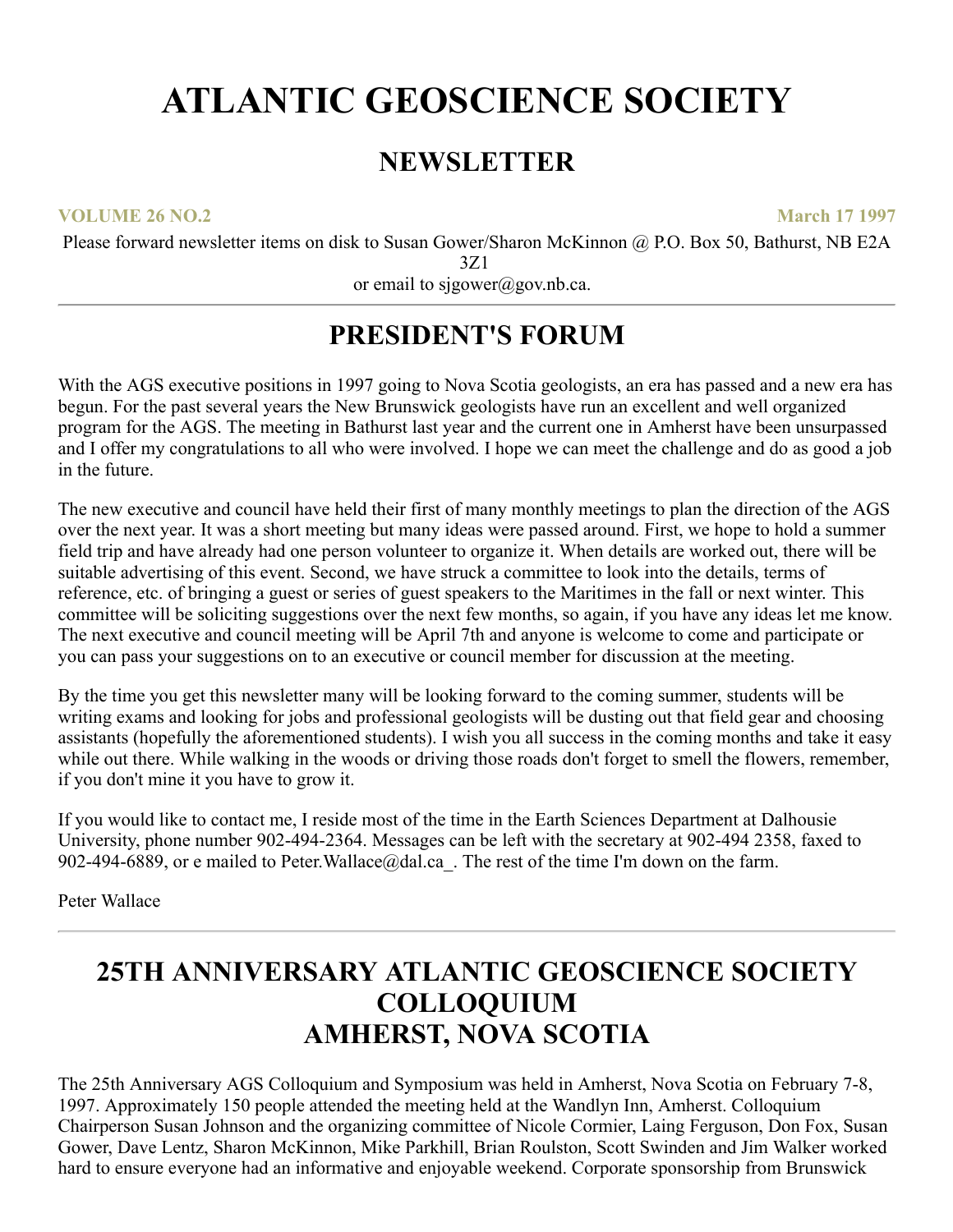# ATLANTIC GEOSCIENCE SOCIETY

## NEWSLETTER

**VOLUME 26 NO.2** **March 17 1997**

Please forward newsletter items on disk to Susan Gower/Sharon McKinnon @ P.O. Box 50, Bathurst, NB E2A 3Z1
or email to sjgower@gov.nb.ca.

---

## PRESIDENT'S FORUM

With the AGS executive positions in 1997 going to Nova Scotia geologists, an era has passed and a new era has begun. For the past several years the New Brunswick geologists have run an excellent and well organized program for the AGS. The meeting in Bathurst last year and the current one in Amherst have been unsurpassed and I offer my congratulations to all who were involved. I hope we can meet the challenge and do as good a job in the future.

The new executive and council have held their first of many monthly meetings to plan the direction of the AGS over the next year. It was a short meeting but many ideas were passed around. First, we hope to hold a summer field trip and have already had one person volunteer to organize it. When details are worked out, there will be suitable advertising of this event. Second, we have struck a committee to look into the details, terms of reference, etc. of bringing a guest or series of guest speakers to the Maritimes in the fall or next winter. This committee will be soliciting suggestions over the next few months, so again, if you have any ideas let me know. The next executive and council meeting will be April 7th and anyone is welcome to come and participate or you can pass your suggestions on to an executive or council member for discussion at the meeting.

By the time you get this newsletter many will be looking forward to the coming summer, students will be writing exams and looking for jobs and professional geologists will be dusting out that field gear and choosing assistants (hopefully the aforementioned students). I wish you all success in the coming months and take it easy while out there. While walking in the woods or driving those roads don't forget to smell the flowers, remember, if you don't mine it you have to grow it.

If you would like to contact me, I reside most of the time in the Earth Sciences Department at Dalhousie University, phone number 902-494-2364. Messages can be left with the secretary at 902-494 2358, faxed to 902-494-6889, or e mailed to Peter.Wallace@dal.ca_. The rest of the time I'm down on the farm.

Peter Wallace

---

## 25TH ANNIVERSARY ATLANTIC GEOSCIENCE SOCIETY COLLOQUIUM AMHERST, NOVA SCOTIA

The 25th Anniversary AGS Colloquium and Symposium was held in Amherst, Nova Scotia on February 7-8, 1997. Approximately 150 people attended the meeting held at the Wandlyn Inn, Amherst. Colloquium Chairperson Susan Johnson and the organizing committee of Nicole Cormier, Laing Ferguson, Don Fox, Susan Gower, Dave Lentz, Sharon McKinnon, Mike Parkhill, Brian Roulston, Scott Swinden and Jim Walker worked hard to ensure everyone had an informative and enjoyable weekend. Corporate sponsorship from Brunswick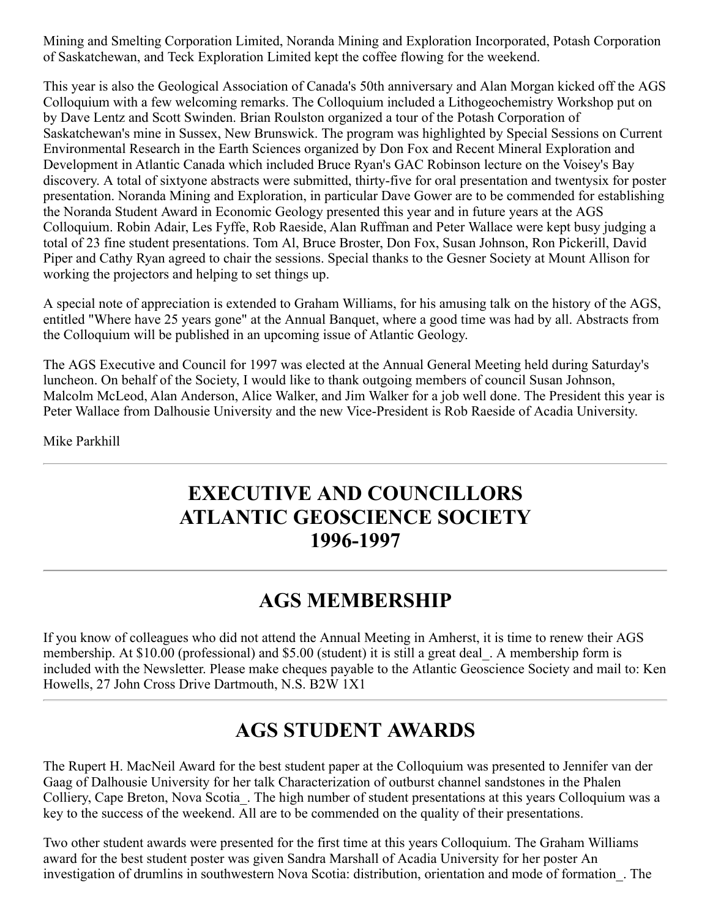Mining and Smelting Corporation Limited, Noranda Mining and Exploration Incorporated, Potash Corporation of Saskatchewan, and Teck Exploration Limited kept the coffee flowing for the weekend.

This year is also the Geological Association of Canada's 50th anniversary and Alan Morgan kicked off the AGS Colloquium with a few welcoming remarks. The Colloquium included a Lithogeochemistry Workshop put on by Dave Lentz and Scott Swinden. Brian Roulston organized a tour of the Potash Corporation of Saskatchewan's mine in Sussex, New Brunswick. The program was highlighted by Special Sessions on Current Environmental Research in the Earth Sciences organized by Don Fox and Recent Mineral Exploration and Development in Atlantic Canada which included Bruce Ryan's GAC Robinson lecture on the Voisey's Bay discovery. A total of sixtyone abstracts were submitted, thirty-five for oral presentation and twentysix for poster presentation. Noranda Mining and Exploration, in particular Dave Gower are to be commended for establishing the Noranda Student Award in Economic Geology presented this year and in future years at the AGS Colloquium. Robin Adair, Les Fyffe, Rob Raeside, Alan Ruffman and Peter Wallace were kept busy judging a total of 23 fine student presentations. Tom Al, Bruce Broster, Don Fox, Susan Johnson, Ron Pickerill, David Piper and Cathy Ryan agreed to chair the sessions. Special thanks to the Gesner Society at Mount Allison for working the projectors and helping to set things up.

A special note of appreciation is extended to Graham Williams, for his amusing talk on the history of the AGS, entitled "Where have 25 years gone" at the Annual Banquet, where a good time was had by all. Abstracts from the Colloquium will be published in an upcoming issue of Atlantic Geology.

The AGS Executive and Council for 1997 was elected at the Annual General Meeting held during Saturday's luncheon. On behalf of the Society, I would like to thank outgoing members of council Susan Johnson, Malcolm McLeod, Alan Anderson, Alice Walker, and Jim Walker for a job well done. The President this year is Peter Wallace from Dalhousie University and the new Vice-President is Rob Raeside of Acadia University.

Mike Parkhill

---

# EXECUTIVE AND COUNCILLORS ATLANTIC GEOSCIENCE SOCIETY 1996-1997

---

# AGS MEMBERSHIP

If you know of colleagues who did not attend the Annual Meeting in Amherst, it is time to renew their AGS membership. At $10.00 (professional) and $5.00 (student) it is still a great deal_. A membership form is included with the Newsletter. Please make cheques payable to the Atlantic Geoscience Society and mail to: Ken Howells, 27 John Cross Drive Dartmouth, N.S. B2W 1X1

---

# AGS STUDENT AWARDS

The Rupert H. MacNeil Award for the best student paper at the Colloquium was presented to Jennifer van der Gaag of Dalhousie University for her talk Characterization of outburst channel sandstones in the Phalen Colliery, Cape Breton, Nova Scotia_. The high number of student presentations at this years Colloquium was a key to the success of the weekend. All are to be commended on the quality of their presentations.

Two other student awards were presented for the first time at this years Colloquium. The Graham Williams award for the best student poster was given Sandra Marshall of Acadia University for her poster An investigation of drumlins in southwestern Nova Scotia: distribution, orientation and mode of formation_. The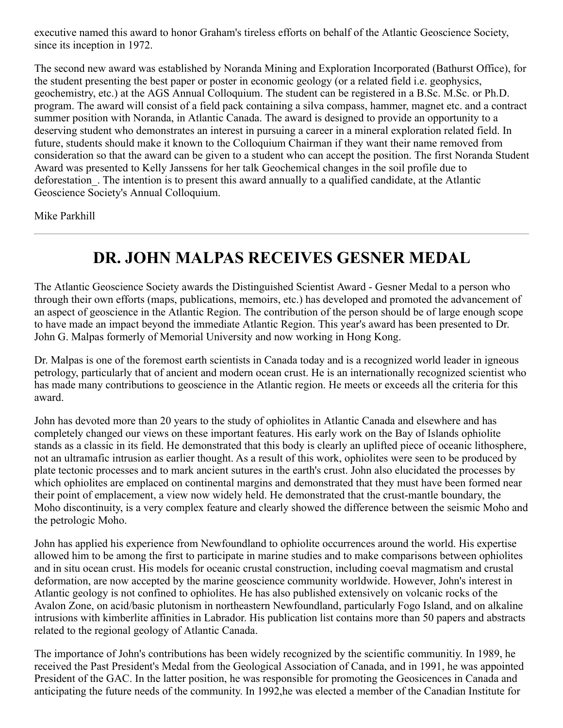executive named this award to honor Graham's tireless efforts on behalf of the Atlantic Geoscience Society, since its inception in 1972.

The second new award was established by Noranda Mining and Exploration Incorporated (Bathurst Office), for the student presenting the best paper or poster in economic geology (or a related field i.e. geophysics, geochemistry, etc.) at the AGS Annual Colloquium. The student can be registered in a B.Sc. M.Sc. or Ph.D. program. The award will consist of a field pack containing a silva compass, hammer, magnet etc. and a contract summer position with Noranda, in Atlantic Canada. The award is designed to provide an opportunity to a deserving student who demonstrates an interest in pursuing a career in a mineral exploration related field. In future, students should make it known to the Colloquium Chairman if they want their name removed from consideration so that the award can be given to a student who can accept the position. The first Noranda Student Award was presented to Kelly Janssens for her talk Geochemical changes in the soil profile due to deforestation_. The intention is to present this award annually to a qualified candidate, at the Atlantic Geoscience Society's Annual Colloquium.

Mike Parkhill

---

# DR. JOHN MALPAS RECEIVES GESNER MEDAL

The Atlantic Geoscience Society awards the Distinguished Scientist Award - Gesner Medal to a person who through their own efforts (maps, publications, memoirs, etc.) has developed and promoted the advancement of an aspect of geoscience in the Atlantic Region. The contribution of the person should be of large enough scope to have made an impact beyond the immediate Atlantic Region. This year's award has been presented to Dr. John G. Malpas formerly of Memorial University and now working in Hong Kong.

Dr. Malpas is one of the foremost earth scientists in Canada today and is a recognized world leader in igneous petrology, particularly that of ancient and modern ocean crust. He is an internationally recognized scientist who has made many contributions to geoscience in the Atlantic region. He meets or exceeds all the criteria for this award.

John has devoted more than 20 years to the study of ophiolites in Atlantic Canada and elsewhere and has completely changed our views on these important features. His early work on the Bay of Islands ophiolite stands as a classic in its field. He demonstrated that this body is clearly an uplifted piece of oceanic lithosphere, not an ultramafic intrusion as earlier thought. As a result of this work, ophiolites were seen to be produced by plate tectonic processes and to mark ancient sutures in the earth's crust. John also elucidated the processes by which ophiolites are emplaced on continental margins and demonstrated that they must have been formed near their point of emplacement, a view now widely held. He demonstrated that the crust-mantle boundary, the Moho discontinuity, is a very complex feature and clearly showed the difference between the seismic Moho and the petrologic Moho.

John has applied his experience from Newfoundland to ophiolite occurrences around the world. His expertise allowed him to be among the first to participate in marine studies and to make comparisons between ophiolites and in situ ocean crust. His models for oceanic crustal construction, including coeval magmatism and crustal deformation, are now accepted by the marine geoscience community worldwide. However, John's interest in Atlantic geology is not confined to ophiolites. He has also published extensively on volcanic rocks of the Avalon Zone, on acid/basic plutonism in northeastern Newfoundland, particularly Fogo Island, and on alkaline intrusions with kimberlite affinities in Labrador. His publication list contains more than 50 papers and abstracts related to the regional geology of Atlantic Canada.

The importance of John's contributions has been widely recognized by the scientific communitiy. In 1989, he received the Past President's Medal from the Geological Association of Canada, and in 1991, he was appointed President of the GAC. In the latter position, he was responsible for promoting the Geosicences in Canada and anticipating the future needs of the community. In 1992,he was elected a member of the Canadian Institute for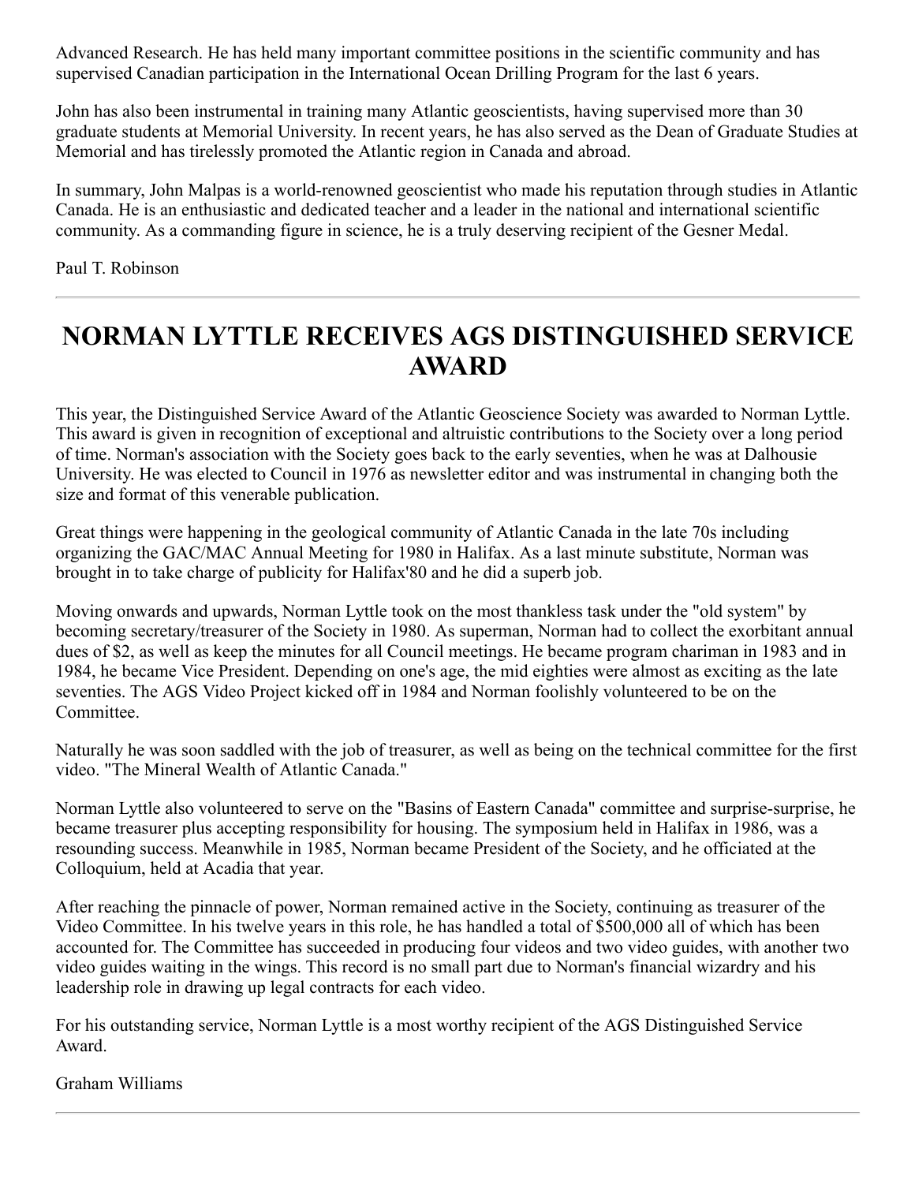Advanced Research. He has held many important committee positions in the scientific community and has supervised Canadian participation in the International Ocean Drilling Program for the last 6 years.

John has also been instrumental in training many Atlantic geoscientists, having supervised more than 30 graduate students at Memorial University. In recent years, he has also served as the Dean of Graduate Studies at Memorial and has tirelessly promoted the Atlantic region in Canada and abroad.

In summary, John Malpas is a world-renowned geoscientist who made his reputation through studies in Atlantic Canada. He is an enthusiastic and dedicated teacher and a leader in the national and international scientific community. As a commanding figure in science, he is a truly deserving recipient of the Gesner Medal.

Paul T. Robinson

---

# NORMAN LYTTLE RECEIVES AGS DISTINGUISHED SERVICE AWARD

This year, the Distinguished Service Award of the Atlantic Geoscience Society was awarded to Norman Lyttle. This award is given in recognition of exceptional and altruistic contributions to the Society over a long period of time. Norman's association with the Society goes back to the early seventies, when he was at Dalhousie University. He was elected to Council in 1976 as newsletter editor and was instrumental in changing both the size and format of this venerable publication.

Great things were happening in the geological community of Atlantic Canada in the late 70s including organizing the GAC/MAC Annual Meeting for 1980 in Halifax. As a last minute substitute, Norman was brought in to take charge of publicity for Halifax'80 and he did a superb job.

Moving onwards and upwards, Norman Lyttle took on the most thankless task under the "old system" by becoming secretary/treasurer of the Society in 1980. As superman, Norman had to collect the exorbitant annual dues of $2, as well as keep the minutes for all Council meetings. He became program chariman in 1983 and in 1984, he became Vice President. Depending on one's age, the mid eighties were almost as exciting as the late seventies. The AGS Video Project kicked off in 1984 and Norman foolishly volunteered to be on the Committee.

Naturally he was soon saddled with the job of treasurer, as well as being on the technical committee for the first video. "The Mineral Wealth of Atlantic Canada."

Norman Lyttle also volunteered to serve on the "Basins of Eastern Canada" committee and surprise-surprise, he became treasurer plus accepting responsibility for housing. The symposium held in Halifax in 1986, was a resounding success. Meanwhile in 1985, Norman became President of the Society, and he officiated at the Colloquium, held at Acadia that year.

After reaching the pinnacle of power, Norman remained active in the Society, continuing as treasurer of the Video Committee. In his twelve years in this role, he has handled a total of $500,000 all of which has been accounted for. The Committee has succeeded in producing four videos and two video guides, with another two video guides waiting in the wings. This record is no small part due to Norman's financial wizardry and his leadership role in drawing up legal contracts for each video.

For his outstanding service, Norman Lyttle is a most worthy recipient of the AGS Distinguished Service Award.

Graham Williams

---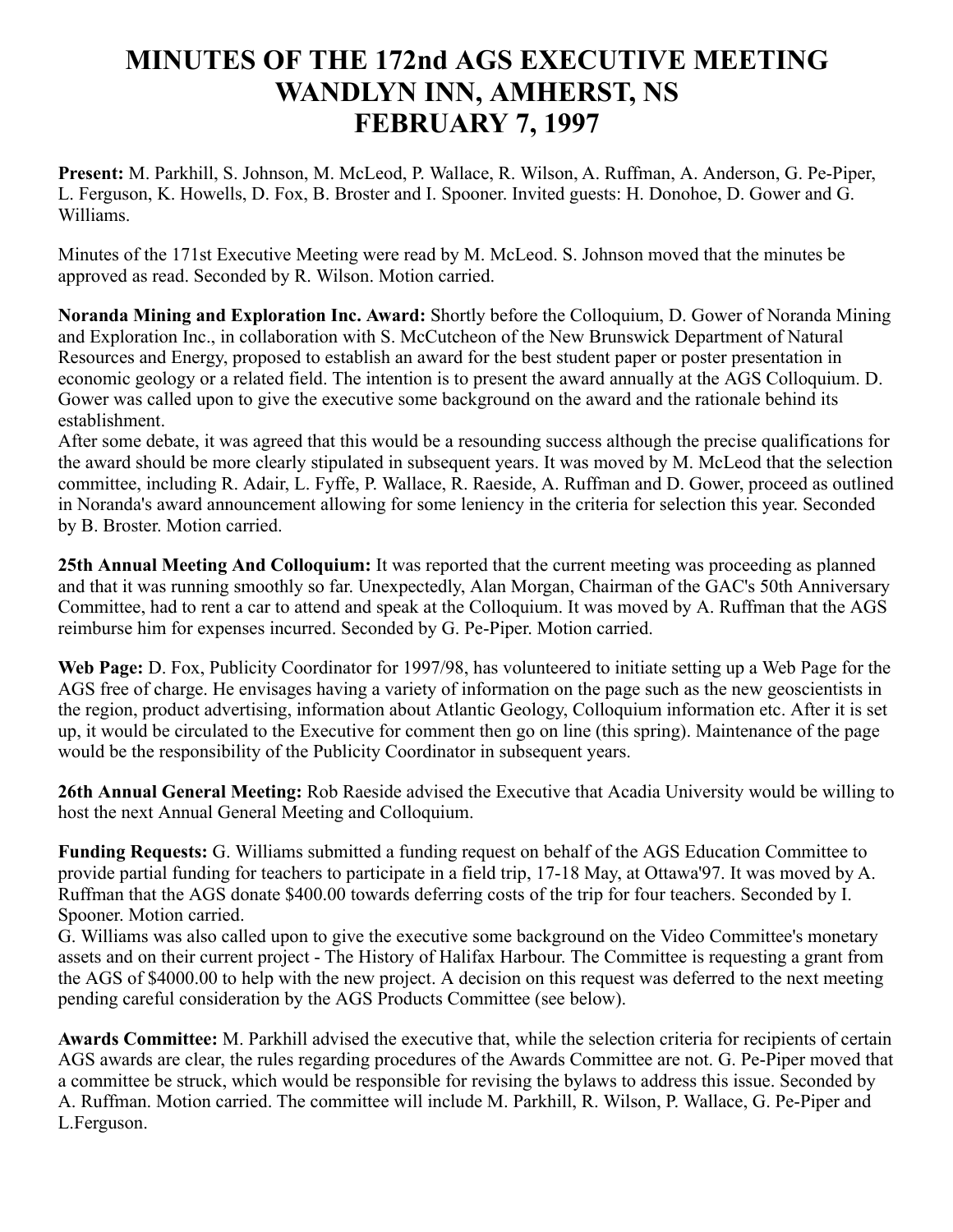# MINUTES OF THE 172nd AGS EXECUTIVE MEETING WANDLYN INN, AMHERST, NS FEBRUARY 7, 1997

**Present:** M. Parkhill, S. Johnson, M. McLeod, P. Wallace, R. Wilson, A. Ruffman, A. Anderson, G. Pe-Piper, L. Ferguson, K. Howells, D. Fox, B. Broster and I. Spooner. Invited guests: H. Donohoe, D. Gower and G. Williams.

Minutes of the 171st Executive Meeting were read by M. McLeod. S. Johnson moved that the minutes be approved as read. Seconded by R. Wilson. Motion carried.

**Noranda Mining and Exploration Inc. Award:** Shortly before the Colloquium, D. Gower of Noranda Mining and Exploration Inc., in collaboration with S. McCutcheon of the New Brunswick Department of Natural Resources and Energy, proposed to establish an award for the best student paper or poster presentation in economic geology or a related field. The intention is to present the award annually at the AGS Colloquium. D. Gower was called upon to give the executive some background on the award and the rationale behind its establishment.
After some debate, it was agreed that this would be a resounding success although the precise qualifications for the award should be more clearly stipulated in subsequent years. It was moved by M. McLeod that the selection committee, including R. Adair, L. Fyffe, P. Wallace, R. Raeside, A. Ruffman and D. Gower, proceed as outlined in Noranda's award announcement allowing for some leniency in the criteria for selection this year. Seconded by B. Broster. Motion carried.

**25th Annual Meeting And Colloquium:** It was reported that the current meeting was proceeding as planned and that it was running smoothly so far. Unexpectedly, Alan Morgan, Chairman of the GAC's 50th Anniversary Committee, had to rent a car to attend and speak at the Colloquium. It was moved by A. Ruffman that the AGS reimburse him for expenses incurred. Seconded by G. Pe-Piper. Motion carried.

**Web Page:** D. Fox, Publicity Coordinator for 1997/98, has volunteered to initiate setting up a Web Page for the AGS free of charge. He envisages having a variety of information on the page such as the new geoscientists in the region, product advertising, information about Atlantic Geology, Colloquium information etc. After it is set up, it would be circulated to the Executive for comment then go on line (this spring). Maintenance of the page would be the responsibility of the Publicity Coordinator in subsequent years.

**26th Annual General Meeting:** Rob Raeside advised the Executive that Acadia University would be willing to host the next Annual General Meeting and Colloquium.

**Funding Requests:** G. Williams submitted a funding request on behalf of the AGS Education Committee to provide partial funding for teachers to participate in a field trip, 17-18 May, at Ottawa'97. It was moved by A. Ruffman that the AGS donate $400.00 towards deferring costs of the trip for four teachers. Seconded by I. Spooner. Motion carried.
G. Williams was also called upon to give the executive some background on the Video Committee's monetary assets and on their current project - The History of Halifax Harbour. The Committee is requesting a grant from the AGS of $4000.00 to help with the new project. A decision on this request was deferred to the next meeting pending careful consideration by the AGS Products Committee (see below).

**Awards Committee:** M. Parkhill advised the executive that, while the selection criteria for recipients of certain AGS awards are clear, the rules regarding procedures of the Awards Committee are not. G. Pe-Piper moved that a committee be struck, which would be responsible for revising the bylaws to address this issue. Seconded by A. Ruffman. Motion carried. The committee will include M. Parkhill, R. Wilson, P. Wallace, G. Pe-Piper and L.Ferguson.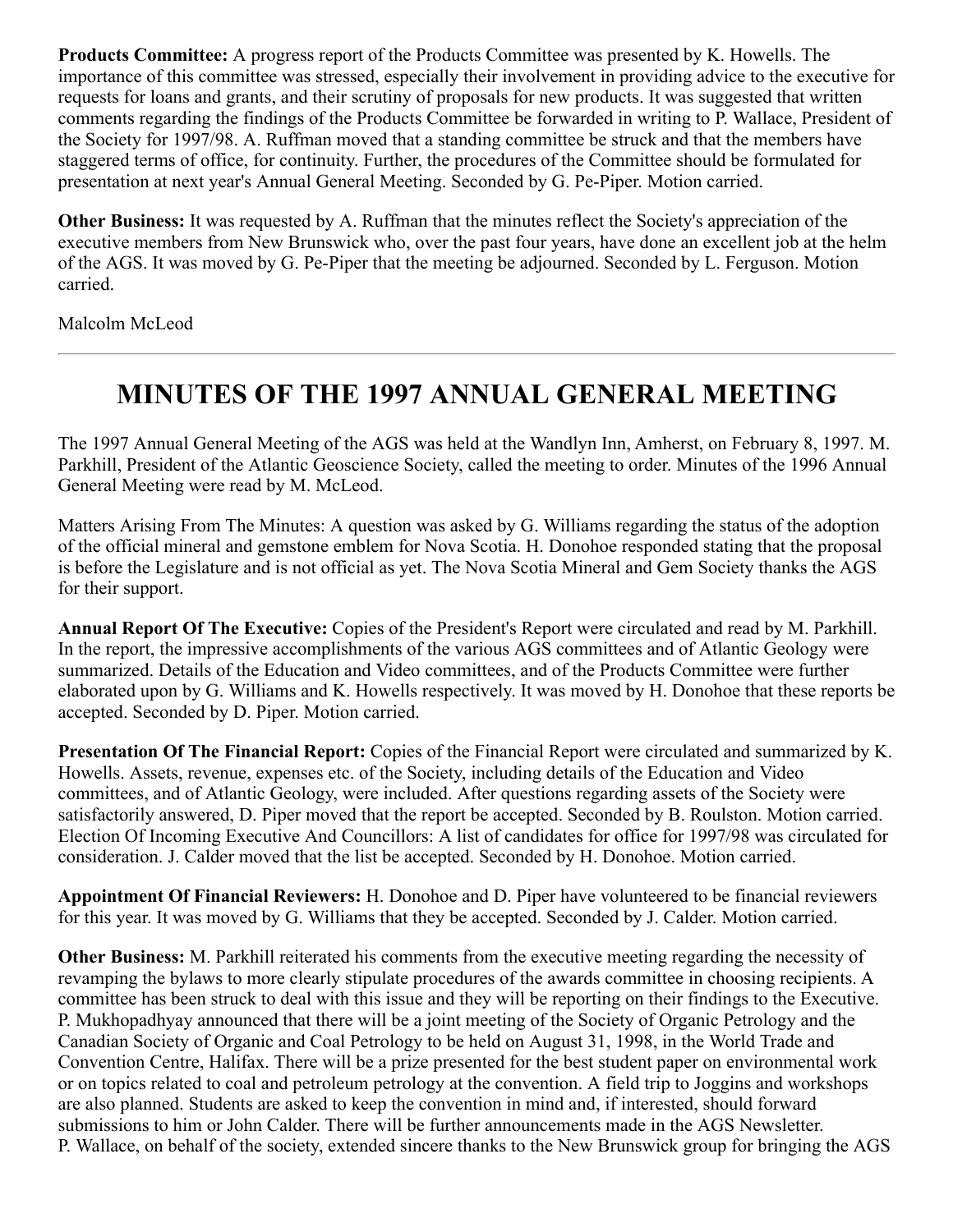**Products Committee:** A progress report of the Products Committee was presented by K. Howells. The importance of this committee was stressed, especially their involvement in providing advice to the executive for requests for loans and grants, and their scrutiny of proposals for new products. It was suggested that written comments regarding the findings of the Products Committee be forwarded in writing to P. Wallace, President of the Society for 1997/98. A. Ruffman moved that a standing committee be struck and that the members have staggered terms of office, for continuity. Further, the procedures of the Committee should be formulated for presentation at next year's Annual General Meeting. Seconded by G. Pe-Piper. Motion carried.

**Other Business:** It was requested by A. Ruffman that the minutes reflect the Society's appreciation of the executive members from New Brunswick who, over the past four years, have done an excellent job at the helm of the AGS. It was moved by G. Pe-Piper that the meeting be adjourned. Seconded by L. Ferguson. Motion carried.

Malcolm McLeod

---

# MINUTES OF THE 1997 ANNUAL GENERAL MEETING

The 1997 Annual General Meeting of the AGS was held at the Wandlyn Inn, Amherst, on February 8, 1997. M. Parkhill, President of the Atlantic Geoscience Society, called the meeting to order. Minutes of the 1996 Annual General Meeting were read by M. McLeod.

Matters Arising From The Minutes: A question was asked by G. Williams regarding the status of the adoption of the official mineral and gemstone emblem for Nova Scotia. H. Donohoe responded stating that the proposal is before the Legislature and is not official as yet. The Nova Scotia Mineral and Gem Society thanks the AGS for their support.

**Annual Report Of The Executive:** Copies of the President's Report were circulated and read by M. Parkhill. In the report, the impressive accomplishments of the various AGS committees and of Atlantic Geology were summarized. Details of the Education and Video committees, and of the Products Committee were further elaborated upon by G. Williams and K. Howells respectively. It was moved by H. Donohoe that these reports be accepted. Seconded by D. Piper. Motion carried.

**Presentation Of The Financial Report:** Copies of the Financial Report were circulated and summarized by K. Howells. Assets, revenue, expenses etc. of the Society, including details of the Education and Video committees, and of Atlantic Geology, were included. After questions regarding assets of the Society were satisfactorily answered, D. Piper moved that the report be accepted. Seconded by B. Roulston. Motion carried. Election Of Incoming Executive And Councillors: A list of candidates for office for 1997/98 was circulated for consideration. J. Calder moved that the list be accepted. Seconded by H. Donohoe. Motion carried.

**Appointment Of Financial Reviewers:** H. Donohoe and D. Piper have volunteered to be financial reviewers for this year. It was moved by G. Williams that they be accepted. Seconded by J. Calder. Motion carried.

**Other Business:** M. Parkhill reiterated his comments from the executive meeting regarding the necessity of revamping the bylaws to more clearly stipulate procedures of the awards committee in choosing recipients. A committee has been struck to deal with this issue and they will be reporting on their findings to the Executive. P. Mukhopadhyay announced that there will be a joint meeting of the Society of Organic Petrology and the Canadian Society of Organic and Coal Petrology to be held on August 31, 1998, in the World Trade and Convention Centre, Halifax. There will be a prize presented for the best student paper on environmental work or on topics related to coal and petroleum petrology at the convention. A field trip to Joggins and workshops are also planned. Students are asked to keep the convention in mind and, if interested, should forward submissions to him or John Calder. There will be further announcements made in the AGS Newsletter. P. Wallace, on behalf of the society, extended sincere thanks to the New Brunswick group for bringing the AGS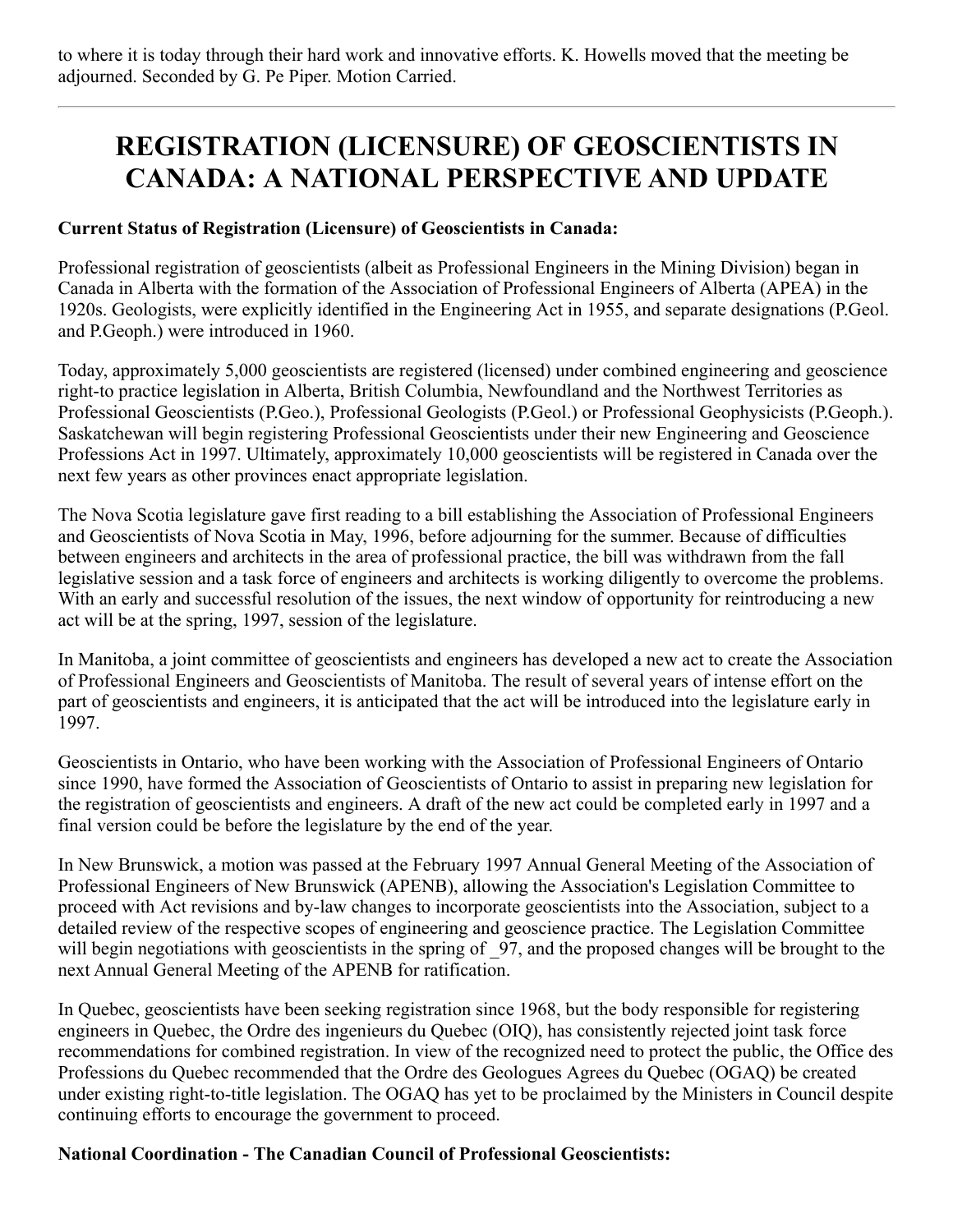to where it is today through their hard work and innovative efforts. K. Howells moved that the meeting be adjourned. Seconded by G. Pe Piper. Motion Carried.

---

# REGISTRATION (LICENSURE) OF GEOSCIENTISTS IN CANADA: A NATIONAL PERSPECTIVE AND UPDATE

**Current Status of Registration (Licensure) of Geoscientists in Canada:**

Professional registration of geoscientists (albeit as Professional Engineers in the Mining Division) began in Canada in Alberta with the formation of the Association of Professional Engineers of Alberta (APEA) in the 1920s. Geologists, were explicitly identified in the Engineering Act in 1955, and separate designations (P.Geol. and P.Geoph.) were introduced in 1960.

Today, approximately 5,000 geoscientists are registered (licensed) under combined engineering and geoscience right-to practice legislation in Alberta, British Columbia, Newfoundland and the Northwest Territories as Professional Geoscientists (P.Geo.), Professional Geologists (P.Geol.) or Professional Geophysicists (P.Geoph.). Saskatchewan will begin registering Professional Geoscientists under their new Engineering and Geoscience Professions Act in 1997. Ultimately, approximately 10,000 geoscientists will be registered in Canada over the next few years as other provinces enact appropriate legislation.

The Nova Scotia legislature gave first reading to a bill establishing the Association of Professional Engineers and Geoscientists of Nova Scotia in May, 1996, before adjourning for the summer. Because of difficulties between engineers and architects in the area of professional practice, the bill was withdrawn from the fall legislative session and a task force of engineers and architects is working diligently to overcome the problems. With an early and successful resolution of the issues, the next window of opportunity for reintroducing a new act will be at the spring, 1997, session of the legislature.

In Manitoba, a joint committee of geoscientists and engineers has developed a new act to create the Association of Professional Engineers and Geoscientists of Manitoba. The result of several years of intense effort on the part of geoscientists and engineers, it is anticipated that the act will be introduced into the legislature early in 1997.

Geoscientists in Ontario, who have been working with the Association of Professional Engineers of Ontario since 1990, have formed the Association of Geoscientists of Ontario to assist in preparing new legislation for the registration of geoscientists and engineers. A draft of the new act could be completed early in 1997 and a final version could be before the legislature by the end of the year.

In New Brunswick, a motion was passed at the February 1997 Annual General Meeting of the Association of Professional Engineers of New Brunswick (APENB), allowing the Association's Legislation Committee to proceed with Act revisions and by-law changes to incorporate geoscientists into the Association, subject to a detailed review of the respective scopes of engineering and geoscience practice. The Legislation Committee will begin negotiations with geoscientists in the spring of _97, and the proposed changes will be brought to the next Annual General Meeting of the APENB for ratification.

In Quebec, geoscientists have been seeking registration since 1968, but the body responsible for registering engineers in Quebec, the Ordre des ingenieurs du Quebec (OIQ), has consistently rejected joint task force recommendations for combined registration. In view of the recognized need to protect the public, the Office des Professions du Quebec recommended that the Ordre des Geologues Agrees du Quebec (OGAQ) be created under existing right-to-title legislation. The OGAQ has yet to be proclaimed by the Ministers in Council despite continuing efforts to encourage the government to proceed.

**National Coordination - The Canadian Council of Professional Geoscientists:**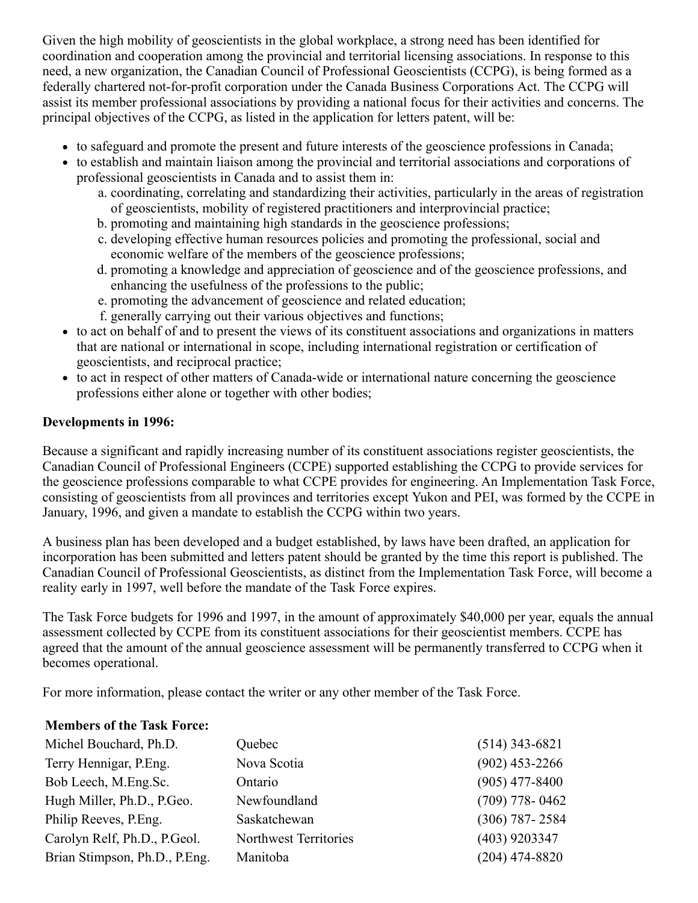Given the high mobility of geoscientists in the global workplace, a strong need has been identified for coordination and cooperation among the provincial and territorial licensing associations. In response to this need, a new organization, the Canadian Council of Professional Geoscientists (CCPG), is being formed as a federally chartered not-for-profit corporation under the Canada Business Corporations Act. The CCPG will assist its member professional associations by providing a national focus for their activities and concerns. The principal objectives of the CCPG, as listed in the application for letters patent, will be:

- to safeguard and promote the present and future interests of the geoscience professions in Canada;
- to establish and maintain liaison among the provincial and territorial associations and corporations of professional geoscientists in Canada and to assist them in:
    a. coordinating, correlating and standardizing their activities, particularly in the areas of registration of geoscientists, mobility of registered practitioners and interprovincial practice;
    b. promoting and maintaining high standards in the geoscience professions;
    c. developing effective human resources policies and promoting the professional, social and economic welfare of the members of the geoscience professions;
    d. promoting a knowledge and appreciation of geoscience and of the geoscience professions, and enhancing the usefulness of the professions to the public;
    e. promoting the advancement of geoscience and related education;
    f. generally carrying out their various objectives and functions;
- to act on behalf of and to present the views of its constituent associations and organizations in matters that are national or international in scope, including international registration or certification of geoscientists, and reciprocal practice;
- to act in respect of other matters of Canada-wide or international nature concerning the geoscience professions either alone or together with other bodies;

**Developments in 1996:**

Because a significant and rapidly increasing number of its constituent associations register geoscientists, the Canadian Council of Professional Engineers (CCPE) supported establishing the CCPG to provide services for the geoscience professions comparable to what CCPE provides for engineering. An Implementation Task Force, consisting of geoscientists from all provinces and territories except Yukon and PEI, was formed by the CCPE in January, 1996, and given a mandate to establish the CCPG within two years.

A business plan has been developed and a budget established, by laws have been drafted, an application for incorporation has been submitted and letters patent should be granted by the time this report is published. The Canadian Council of Professional Geoscientists, as distinct from the Implementation Task Force, will become a reality early in 1997, well before the mandate of the Task Force expires.

The Task Force budgets for 1996 and 1997, in the amount of approximately $40,000 per year, equals the annual assessment collected by CCPE from its constituent associations for their geoscientist members. CCPE has agreed that the amount of the annual geoscience assessment will be permanently transferred to CCPG when it becomes operational.

For more information, please contact the writer or any other member of the Task Force.

| **Members of the Task Force:** | | |
|---|---|---|
| Michel Bouchard, Ph.D. | Quebec | (514) 343-6821 |
| Terry Hennigar, P.Eng. | Nova Scotia | (902) 453-2266 |
| Bob Leech, M.Eng.Sc. | Ontario | (905) 477-8400 |
| Hugh Miller, Ph.D., P.Geo. | Newfoundland | (709) 778- 0462 |
| Philip Reeves, P.Eng. | Saskatchewan | (306) 787- 2584 |
| Carolyn Relf, Ph.D., P.Geol. | Northwest Territories | (403) 9203347 |
| Brian Stimpson, Ph.D., P.Eng. | Manitoba | (204) 474-8820 |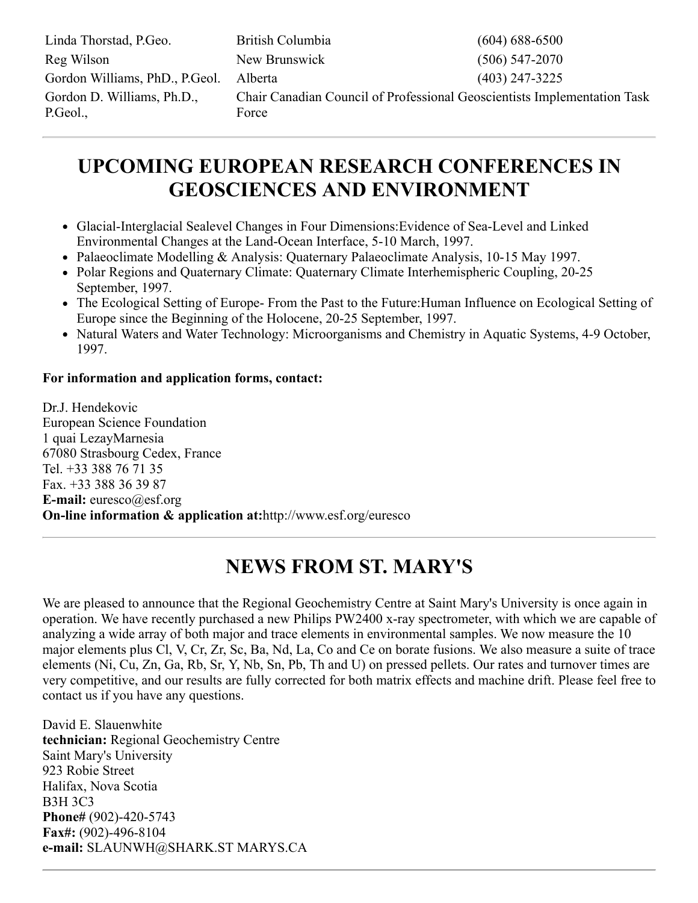| | | |
|---|---|---|
| Linda Thorstad, P.Geo. | British Columbia | (604) 688-6500 |
| Reg Wilson | New Brunswick | (506) 547-2070 |
| Gordon Williams, PhD., P.Geol. | Alberta | (403) 247-3225 |
| Gordon D. Williams, Ph.D., P.Geol., | Chair Canadian Council of Professional Geoscientists Implementation Task Force | |

---

# UPCOMING EUROPEAN RESEARCH CONFERENCES IN GEOSCIENCES AND ENVIRONMENT

- Glacial-Interglacial Sealevel Changes in Four Dimensions:Evidence of Sea-Level and Linked Environmental Changes at the Land-Ocean Interface, 5-10 March, 1997.
- Palaeoclimate Modelling & Analysis: Quaternary Palaeoclimate Analysis, 10-15 May 1997.
- Polar Regions and Quaternary Climate: Quaternary Climate Interhemispheric Coupling, 20-25 September, 1997.
- The Ecological Setting of Europe- From the Past to the Future:Human Influence on Ecological Setting of Europe since the Beginning of the Holocene, 20-25 September, 1997.
- Natural Waters and Water Technology: Microorganisms and Chemistry in Aquatic Systems, 4-9 October, 1997.

**For information and application forms, contact:**

Dr.J. Hendekovic
European Science Foundation
1 quai LezayMarnesia
67080 Strasbourg Cedex, France
Tel. +33 388 76 71 35
Fax. +33 388 36 39 87
**E-mail:** euresco@esf.org
**On-line information & application at:**http://www.esf.org/euresco

---

# NEWS FROM ST. MARY'S

We are pleased to announce that the Regional Geochemistry Centre at Saint Mary's University is once again in operation. We have recently purchased a new Philips PW2400 x-ray spectrometer, with which we are capable of analyzing a wide array of both major and trace elements in environmental samples. We now measure the 10 major elements plus Cl, V, Cr, Zr, Sc, Ba, Nd, La, Co and Ce on borate fusions. We also measure a suite of trace elements (Ni, Cu, Zn, Ga, Rb, Sr, Y, Nb, Sn, Pb, Th and U) on pressed pellets. Our rates and turnover times are very competitive, and our results are fully corrected for both matrix effects and machine drift. Please feel free to contact us if you have any questions.

David E. Slauenwhite
**technician:** Regional Geochemistry Centre
Saint Mary's University
923 Robie Street
Halifax, Nova Scotia
B3H 3C3
**Phone#** (902)-420-5743
**Fax#:** (902)-496-8104
**e-mail:** SLAUNWH@SHARK.ST MARYS.CA

---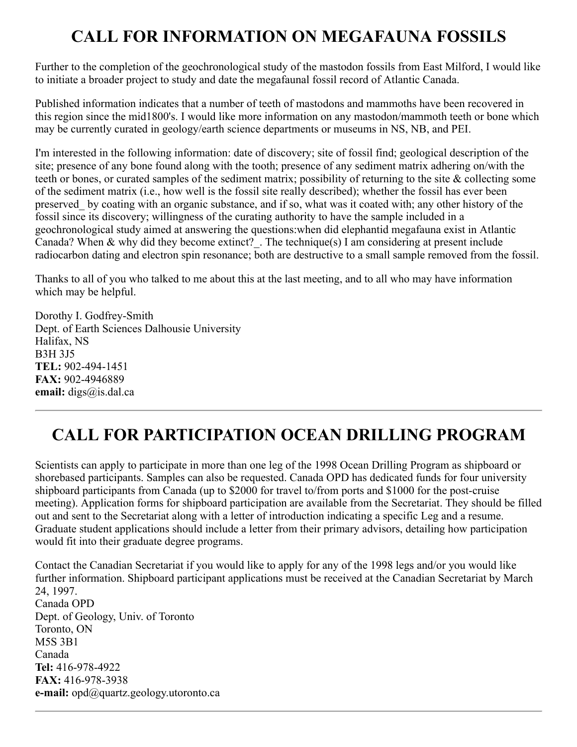# CALL FOR INFORMATION ON MEGAFAUNA FOSSILS

Further to the completion of the geochronological study of the mastodon fossils from East Milford, I would like to initiate a broader project to study and date the megafaunal fossil record of Atlantic Canada.

Published information indicates that a number of teeth of mastodons and mammoths have been recovered in this region since the mid1800's. I would like more information on any mastodon/mammoth teeth or bone which may be currently curated in geology/earth science departments or museums in NS, NB, and PEI.

I'm interested in the following information: date of discovery; site of fossil find; geological description of the site; presence of any bone found along with the tooth; presence of any sediment matrix adhering on/with the teeth or bones, or curated samples of the sediment matrix; possibility of returning to the site & collecting some of the sediment matrix (i.e., how well is the fossil site really described); whether the fossil has ever been preserved_ by coating with an organic substance, and if so, what was it coated with; any other history of the fossil since its discovery; willingness of the curating authority to have the sample included in a geochronological study aimed at answering the questions:when did elephantid megafauna exist in Atlantic Canada? When & why did they become extinct?_. The technique(s) I am considering at present include radiocarbon dating and electron spin resonance; both are destructive to a small sample removed from the fossil.

Thanks to all of you who talked to me about this at the last meeting, and to all who may have information which may be helpful.

Dorothy I. Godfrey-Smith  
Dept. of Earth Sciences Dalhousie University  
Halifax, NS  
B3H 3J5  
**TEL:** 902-494-1451  
**FAX:** 902-4946889  
**email:** digs@is.dal.ca

---

# CALL FOR PARTICIPATION OCEAN DRILLING PROGRAM

Scientists can apply to participate in more than one leg of the 1998 Ocean Drilling Program as shipboard or shorebased participants. Samples can also be requested. Canada OPD has dedicated funds for four university shipboard participants from Canada (up to $2000 for travel to/from ports and $1000 for the post-cruise meeting). Application forms for shipboard participation are available from the Secretariat. They should be filled out and sent to the Secretariat along with a letter of introduction indicating a specific Leg and a resume. Graduate student applications should include a letter from their primary advisors, detailing how participation would fit into their graduate degree programs.

Contact the Canadian Secretariat if you would like to apply for any of the 1998 legs and/or you would like further information. Shipboard participant applications must be received at the Canadian Secretariat by March 24, 1997.  
Canada OPD  
Dept. of Geology, Univ. of Toronto  
Toronto, ON  
M5S 3B1  
Canada  
**Tel:** 416-978-4922  
**FAX:** 416-978-3938  
**e-mail:** opd@quartz.geology.utoronto.ca

---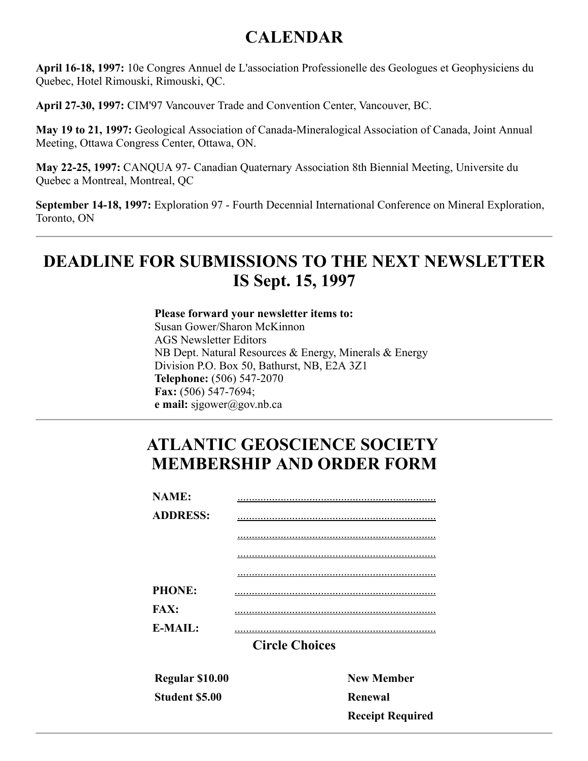## CALENDAR

**April 16-18, 1997:** 10e Congres Annuel de L'association Professionelle des Geologues et Geophysiciens du Quebec, Hotel Rimouski, Rimouski, QC.

**April 27-30, 1997:** CIM'97 Vancouver Trade and Convention Center, Vancouver, BC.

**May 19 to 21, 1997:** Geological Association of Canada-Mineralogical Association of Canada, Joint Annual Meeting, Ottawa Congress Center, Ottawa, ON.

**May 22-25, 1997:** CANQUA 97- Canadian Quaternary Association 8th Biennial Meeting, Universite du Quebec a Montreal, Montreal, QC

**September 14-18, 1997:** Exploration 97 - Fourth Decennial International Conference on Mineral Exploration, Toronto, ON

---

## DEADLINE FOR SUBMISSIONS TO THE NEXT NEWSLETTER IS Sept. 15, 1997

**Please forward your newsletter items to:**
Susan Gower/Sharon McKinnon
AGS Newsletter Editors
NB Dept. Natural Resources & Energy, Minerals & Energy
Division P.O. Box 50, Bathurst, NB, E2A 3Z1
**Telephone:** (506) 547-2070
**Fax:** (506) 547-7694;
**e mail:** sjgower@gov.nb.ca

---

## ATLANTIC GEOSCIENCE SOCIETY MEMBERSHIP AND ORDER FORM

**NAME:** ......................................................................

**ADDRESS:** ......................................................................

......................................................................

......................................................................

......................................................................

**PHONE:** ......................................................................

**FAX:** ......................................................................

**E-MAIL:** ......................................................................

**Circle Choices**

| | |
|---|---|
| **Regular $10.00** | **New Member** |
| **Student $5.00** | **Renewal** |
| | **Receipt Required** |

---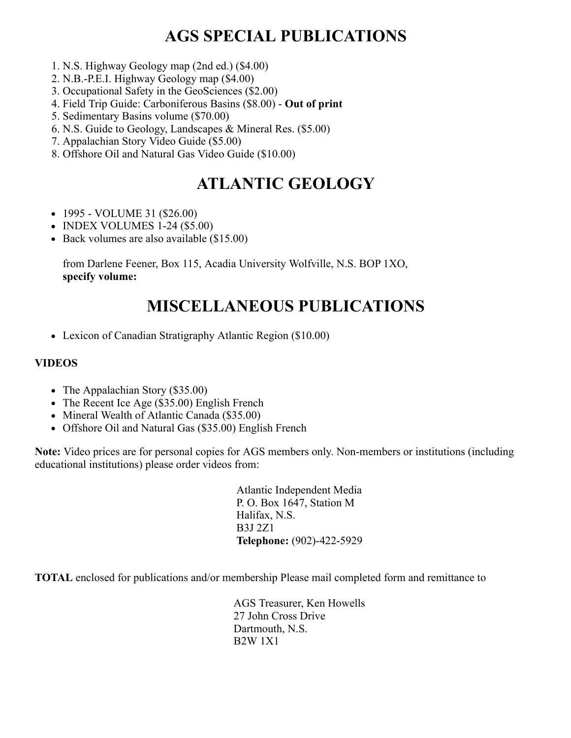# AGS SPECIAL PUBLICATIONS

1. N.S. Highway Geology map (2nd ed.) ($4.00)
2. N.B.-P.E.I. Highway Geology map ($4.00)
3. Occupational Safety in the GeoSciences ($2.00)
4. Field Trip Guide: Carboniferous Basins ($8.00) - **Out of print**
5. Sedimentary Basins volume ($70.00)
6. N.S. Guide to Geology, Landscapes & Mineral Res. ($5.00)
7. Appalachian Story Video Guide ($5.00)
8. Offshore Oil and Natural Gas Video Guide ($10.00)

# ATLANTIC GEOLOGY

- 1995 - VOLUME 31 ($26.00)
- INDEX VOLUMES 1-24 ($5.00)
- Back volumes are also available ($15.00)

  from Darlene Feener, Box 115, Acadia University Wolfville, N.S. BOP 1XO, **specify volume:**

# MISCELLANEOUS PUBLICATIONS

- Lexicon of Canadian Stratigraphy Atlantic Region ($10.00)

**VIDEOS**

- The Appalachian Story ($35.00)
- The Recent Ice Age ($35.00) English French
- Mineral Wealth of Atlantic Canada ($35.00)
- Offshore Oil and Natural Gas ($35.00) English French

**Note:** Video prices are for personal copies for AGS members only. Non-members or institutions (including educational institutions) please order videos from:

Atlantic Independent Media
P. O. Box 1647, Station M
Halifax, N.S.
B3J 2Z1
**Telephone:** (902)-422-5929

**TOTAL** enclosed for publications and/or membership Please mail completed form and remittance to

AGS Treasurer, Ken Howells
27 John Cross Drive
Dartmouth, N.S.
B2W 1X1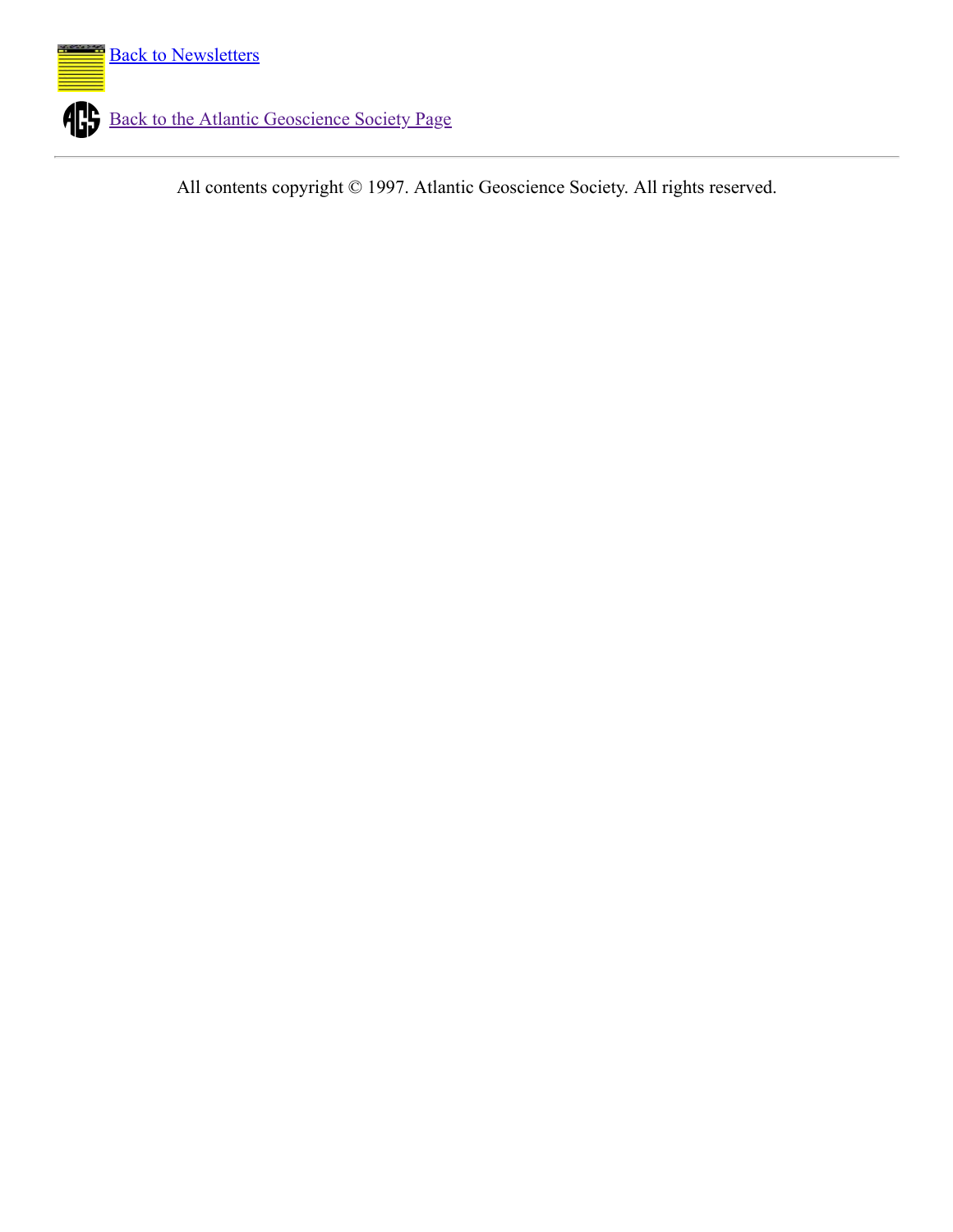Back to Newsletters

Back to the Atlantic Geoscience Society Page

---

All contents copyright © 1997. Atlantic Geoscience Society. All rights reserved.